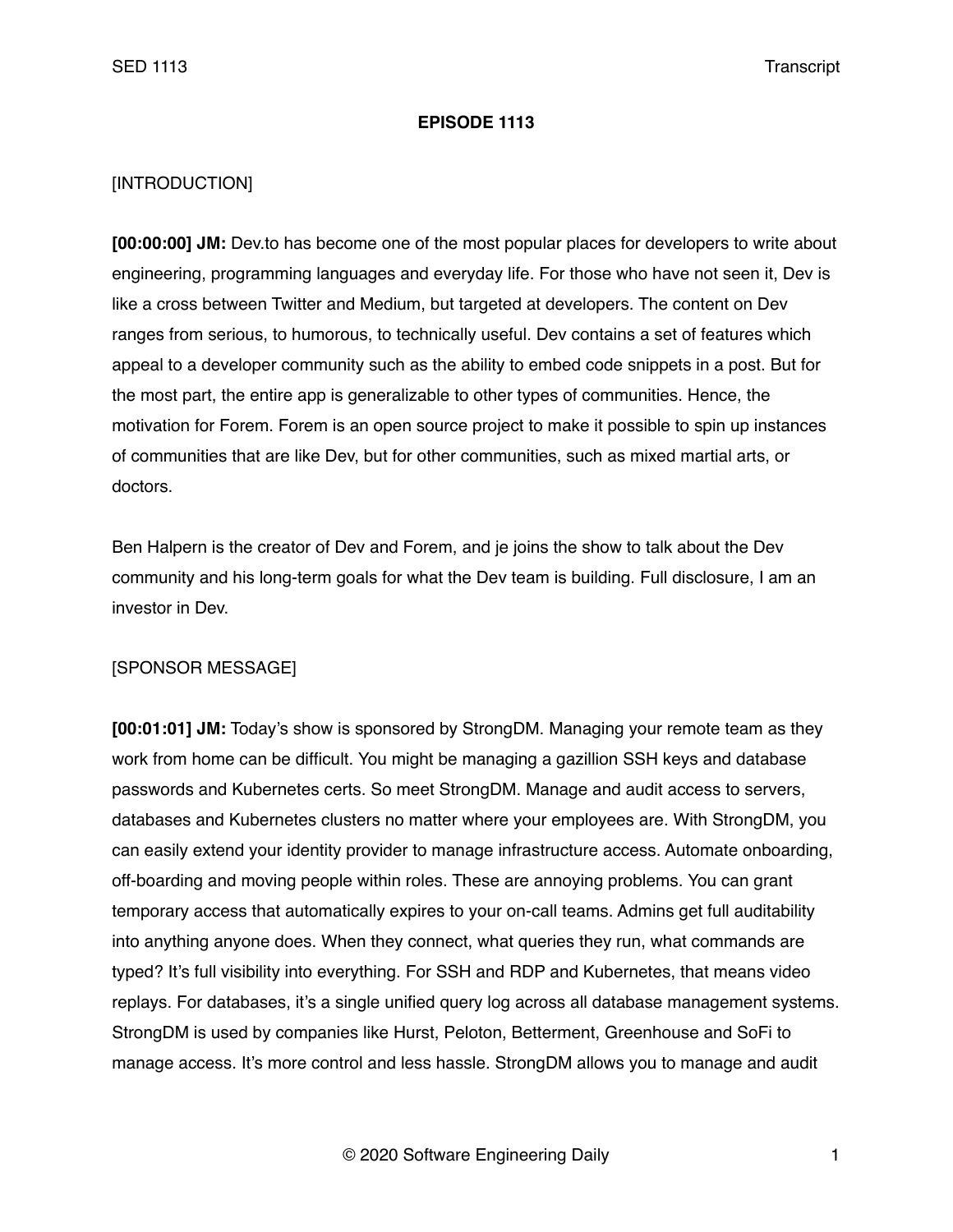# EPISODE 1113

[INTRODUCTION]

**[00:00:00] JM:** Dev.to has become one of the most popular places for developers to write about engineering, programming languages and everyday life. For those who have not seen it, Dev is like a cross between Twitter and Medium, but targeted at developers. The content on Dev ranges from serious, to humorous, to technically useful. Dev contains a set of features which appeal to a developer community such as the ability to embed code snippets in a post. But for the most part, the entire app is generalizable to other types of communities. Hence, the motivation for Forem. Forem is an open source project to make it possible to spin up instances of communities that are like Dev, but for other communities, such as mixed martial arts, or doctors.

Ben Halpern is the creator of Dev and Forem, and je joins the show to talk about the Dev community and his long-term goals for what the Dev team is building. Full disclosure, I am an investor in Dev.

[SPONSOR MESSAGE]

**[00:01:01] JM:** Today's show is sponsored by StrongDM. Managing your remote team as they work from home can be difficult. You might be managing a gazillion SSH keys and database passwords and Kubernetes certs. So meet StrongDM. Manage and audit access to servers, databases and Kubernetes clusters no matter where your employees are. With StrongDM, you can easily extend your identity provider to manage infrastructure access. Automate onboarding, off-boarding and moving people within roles. These are annoying problems. You can grant temporary access that automatically expires to your on-call teams. Admins get full auditability into anything anyone does. When they connect, what queries they run, what commands are typed? It's full visibility into everything. For SSH and RDP and Kubernetes, that means video replays. For databases, it's a single unified query log across all database management systems. StrongDM is used by companies like Hurst, Peloton, Betterment, Greenhouse and SoFi to manage access. It's more control and less hassle. StrongDM allows you to manage and audit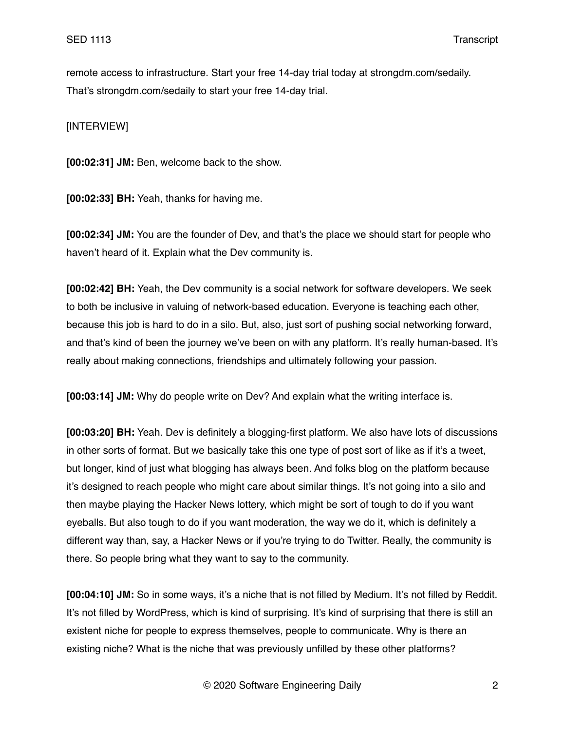remote access to infrastructure. Start your free 14-day trial today at strongdm.com/sedaily. That's strongdm.com/sedaily to start your free 14-day trial.

[INTERVIEW]

**[00:02:31] JM:** Ben, welcome back to the show.

**[00:02:33] BH:** Yeah, thanks for having me.

**[00:02:34] JM:** You are the founder of Dev, and that's the place we should start for people who haven't heard of it. Explain what the Dev community is.

**[00:02:42] BH:** Yeah, the Dev community is a social network for software developers. We seek to both be inclusive in valuing of network-based education. Everyone is teaching each other, because this job is hard to do in a silo. But, also, just sort of pushing social networking forward, and that's kind of been the journey we've been on with any platform. It's really human-based. It's really about making connections, friendships and ultimately following your passion.

**[00:03:14] JM:** Why do people write on Dev? And explain what the writing interface is.

**[00:03:20] BH:** Yeah. Dev is definitely a blogging-first platform. We also have lots of discussions in other sorts of format. But we basically take this one type of post sort of like as if it's a tweet, but longer, kind of just what blogging has always been. And folks blog on the platform because it's designed to reach people who might care about similar things. It's not going into a silo and then maybe playing the Hacker News lottery, which might be sort of tough to do if you want eyeballs. But also tough to do if you want moderation, the way we do it, which is definitely a different way than, say, a Hacker News or if you're trying to do Twitter. Really, the community is there. So people bring what they want to say to the community.

**[00:04:10] JM:** So in some ways, it's a niche that is not filled by Medium. It's not filled by Reddit. It's not filled by WordPress, which is kind of surprising. It's kind of surprising that there is still an existent niche for people to express themselves, people to communicate. Why is there an existing niche? What is the niche that was previously unfilled by these other platforms?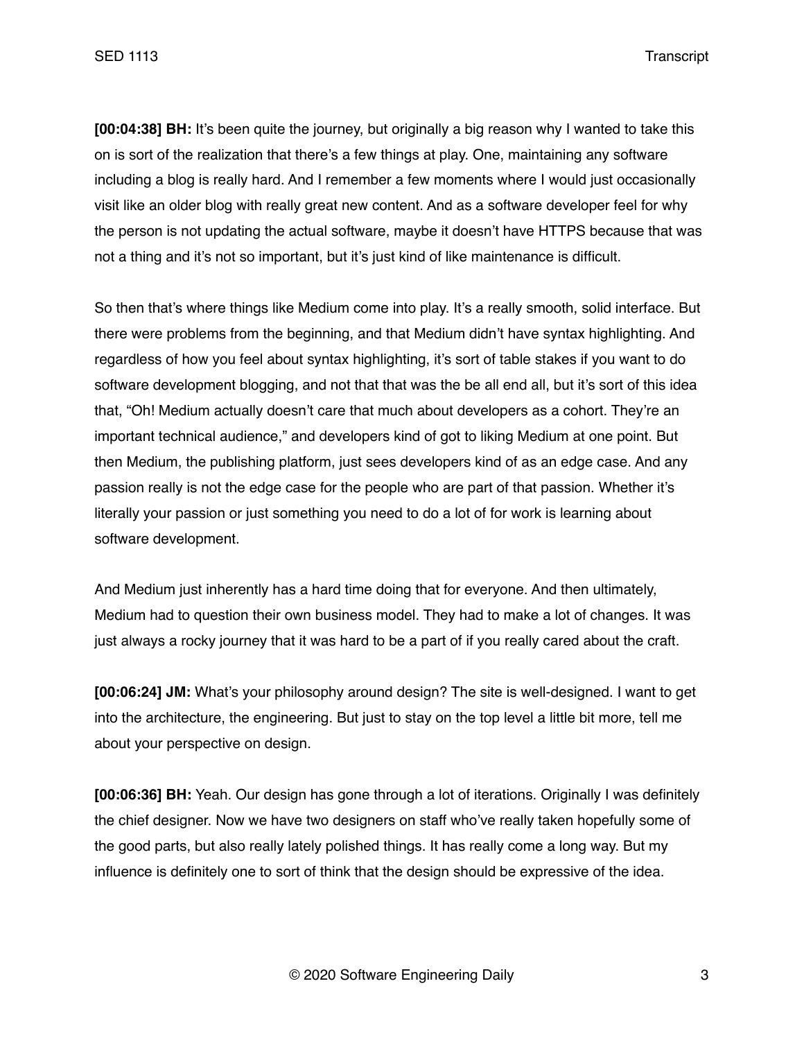**[00:04:38] BH:** It's been quite the journey, but originally a big reason why I wanted to take this on is sort of the realization that there's a few things at play. One, maintaining any software including a blog is really hard. And I remember a few moments where I would just occasionally visit like an older blog with really great new content. And as a software developer feel for why the person is not updating the actual software, maybe it doesn't have HTTPS because that was not a thing and it's not so important, but it's just kind of like maintenance is difficult.

So then that's where things like Medium come into play. It's a really smooth, solid interface. But there were problems from the beginning, and that Medium didn't have syntax highlighting. And regardless of how you feel about syntax highlighting, it's sort of table stakes if you want to do software development blogging, and not that that was the be all end all, but it's sort of this idea that, "Oh! Medium actually doesn't care that much about developers as a cohort. They're an important technical audience," and developers kind of got to liking Medium at one point. But then Medium, the publishing platform, just sees developers kind of as an edge case. And any passion really is not the edge case for the people who are part of that passion. Whether it's literally your passion or just something you need to do a lot of for work is learning about software development.

And Medium just inherently has a hard time doing that for everyone. And then ultimately, Medium had to question their own business model. They had to make a lot of changes. It was just always a rocky journey that it was hard to be a part of if you really cared about the craft.

**[00:06:24] JM:** What's your philosophy around design? The site is well-designed. I want to get into the architecture, the engineering. But just to stay on the top level a little bit more, tell me about your perspective on design.

**[00:06:36] BH:** Yeah. Our design has gone through a lot of iterations. Originally I was definitely the chief designer. Now we have two designers on staff who've really taken hopefully some of the good parts, but also really lately polished things. It has really come a long way. But my influence is definitely one to sort of think that the design should be expressive of the idea.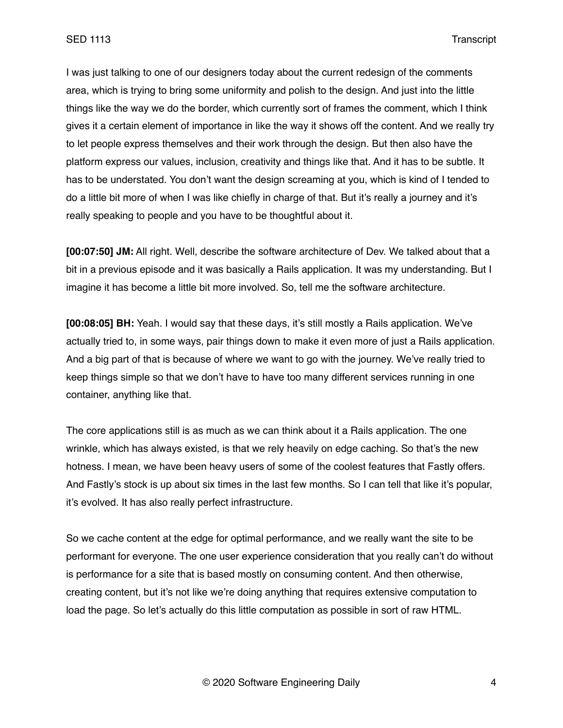I was just talking to one of our designers today about the current redesign of the comments area, which is trying to bring some uniformity and polish to the design. And just into the little things like the way we do the border, which currently sort of frames the comment, which I think gives it a certain element of importance in like the way it shows off the content. And we really try to let people express themselves and their work through the design. But then also have the platform express our values, inclusion, creativity and things like that. And it has to be subtle. It has to be understated. You don't want the design screaming at you, which is kind of I tended to do a little bit more of when I was like chiefly in charge of that. But it's really a journey and it's really speaking to people and you have to be thoughtful about it.

**[00:07:50] JM:** All right. Well, describe the software architecture of Dev. We talked about that a bit in a previous episode and it was basically a Rails application. It was my understanding. But I imagine it has become a little bit more involved. So, tell me the software architecture.

**[00:08:05] BH:** Yeah. I would say that these days, it's still mostly a Rails application. We've actually tried to, in some ways, pair things down to make it even more of just a Rails application. And a big part of that is because of where we want to go with the journey. We've really tried to keep things simple so that we don't have to have too many different services running in one container, anything like that.

The core applications still is as much as we can think about it a Rails application. The one wrinkle, which has always existed, is that we rely heavily on edge caching. So that's the new hotness. I mean, we have been heavy users of some of the coolest features that Fastly offers. And Fastly's stock is up about six times in the last few months. So I can tell that like it's popular, it's evolved. It has also really perfect infrastructure.

So we cache content at the edge for optimal performance, and we really want the site to be performant for everyone. The one user experience consideration that you really can't do without is performance for a site that is based mostly on consuming content. And then otherwise, creating content, but it's not like we're doing anything that requires extensive computation to load the page. So let's actually do this little computation as possible in sort of raw HTML.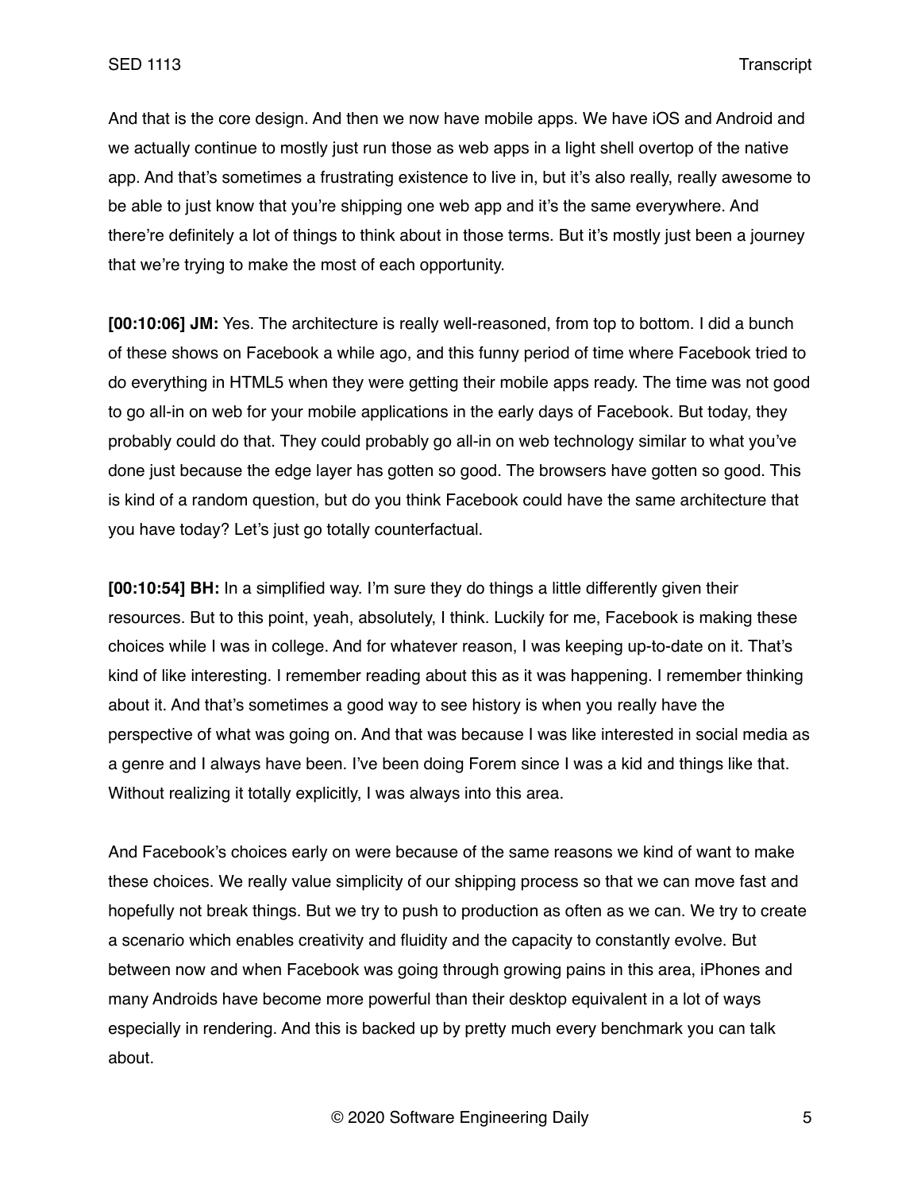And that is the core design. And then we now have mobile apps. We have iOS and Android and we actually continue to mostly just run those as web apps in a light shell overtop of the native app. And that's sometimes a frustrating existence to live in, but it's also really, really awesome to be able to just know that you're shipping one web app and it's the same everywhere. And there're definitely a lot of things to think about in those terms. But it's mostly just been a journey that we're trying to make the most of each opportunity.

**[00:10:06] JM:** Yes. The architecture is really well-reasoned, from top to bottom. I did a bunch of these shows on Facebook a while ago, and this funny period of time where Facebook tried to do everything in HTML5 when they were getting their mobile apps ready. The time was not good to go all-in on web for your mobile applications in the early days of Facebook. But today, they probably could do that. They could probably go all-in on web technology similar to what you've done just because the edge layer has gotten so good. The browsers have gotten so good. This is kind of a random question, but do you think Facebook could have the same architecture that you have today? Let's just go totally counterfactual.

**[00:10:54] BH:** In a simplified way. I'm sure they do things a little differently given their resources. But to this point, yeah, absolutely, I think. Luckily for me, Facebook is making these choices while I was in college. And for whatever reason, I was keeping up-to-date on it. That's kind of like interesting. I remember reading about this as it was happening. I remember thinking about it. And that's sometimes a good way to see history is when you really have the perspective of what was going on. And that was because I was like interested in social media as a genre and I always have been. I've been doing Forem since I was a kid and things like that. Without realizing it totally explicitly, I was always into this area.

And Facebook's choices early on were because of the same reasons we kind of want to make these choices. We really value simplicity of our shipping process so that we can move fast and hopefully not break things. But we try to push to production as often as we can. We try to create a scenario which enables creativity and fluidity and the capacity to constantly evolve. But between now and when Facebook was going through growing pains in this area, iPhones and many Androids have become more powerful than their desktop equivalent in a lot of ways especially in rendering. And this is backed up by pretty much every benchmark you can talk about.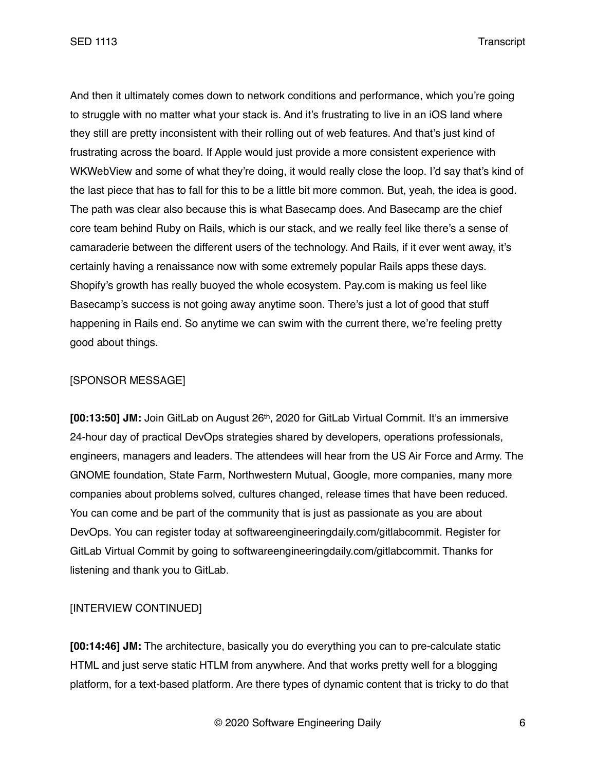And then it ultimately comes down to network conditions and performance, which you're going to struggle with no matter what your stack is. And it's frustrating to live in an iOS land where they still are pretty inconsistent with their rolling out of web features. And that's just kind of frustrating across the board. If Apple would just provide a more consistent experience with WKWebView and some of what they're doing, it would really close the loop. I'd say that's kind of the last piece that has to fall for this to be a little bit more common. But, yeah, the idea is good. The path was clear also because this is what Basecamp does. And Basecamp are the chief core team behind Ruby on Rails, which is our stack, and we really feel like there's a sense of camaraderie between the different users of the technology. And Rails, if it ever went away, it's certainly having a renaissance now with some extremely popular Rails apps these days. Shopify's growth has really buoyed the whole ecosystem. Pay.com is making us feel like Basecamp's success is not going away anytime soon. There's just a lot of good that stuff happening in Rails end. So anytime we can swim with the current there, we're feeling pretty good about things.

[SPONSOR MESSAGE]

**[00:13:50] JM:** Join GitLab on August 26th, 2020 for GitLab Virtual Commit. It's an immersive 24-hour day of practical DevOps strategies shared by developers, operations professionals, engineers, managers and leaders. The attendees will hear from the US Air Force and Army. The GNOME foundation, State Farm, Northwestern Mutual, Google, more companies, many more companies about problems solved, cultures changed, release times that have been reduced. You can come and be part of the community that is just as passionate as you are about DevOps. You can register today at softwareengineeringdaily.com/gitlabcommit. Register for GitLab Virtual Commit by going to softwareengineeringdaily.com/gitlabcommit. Thanks for listening and thank you to GitLab.

[INTERVIEW CONTINUED]

**[00:14:46] JM:** The architecture, basically you do everything you can to pre-calculate static HTML and just serve static HTLM from anywhere. And that works pretty well for a blogging platform, for a text-based platform. Are there types of dynamic content that is tricky to do that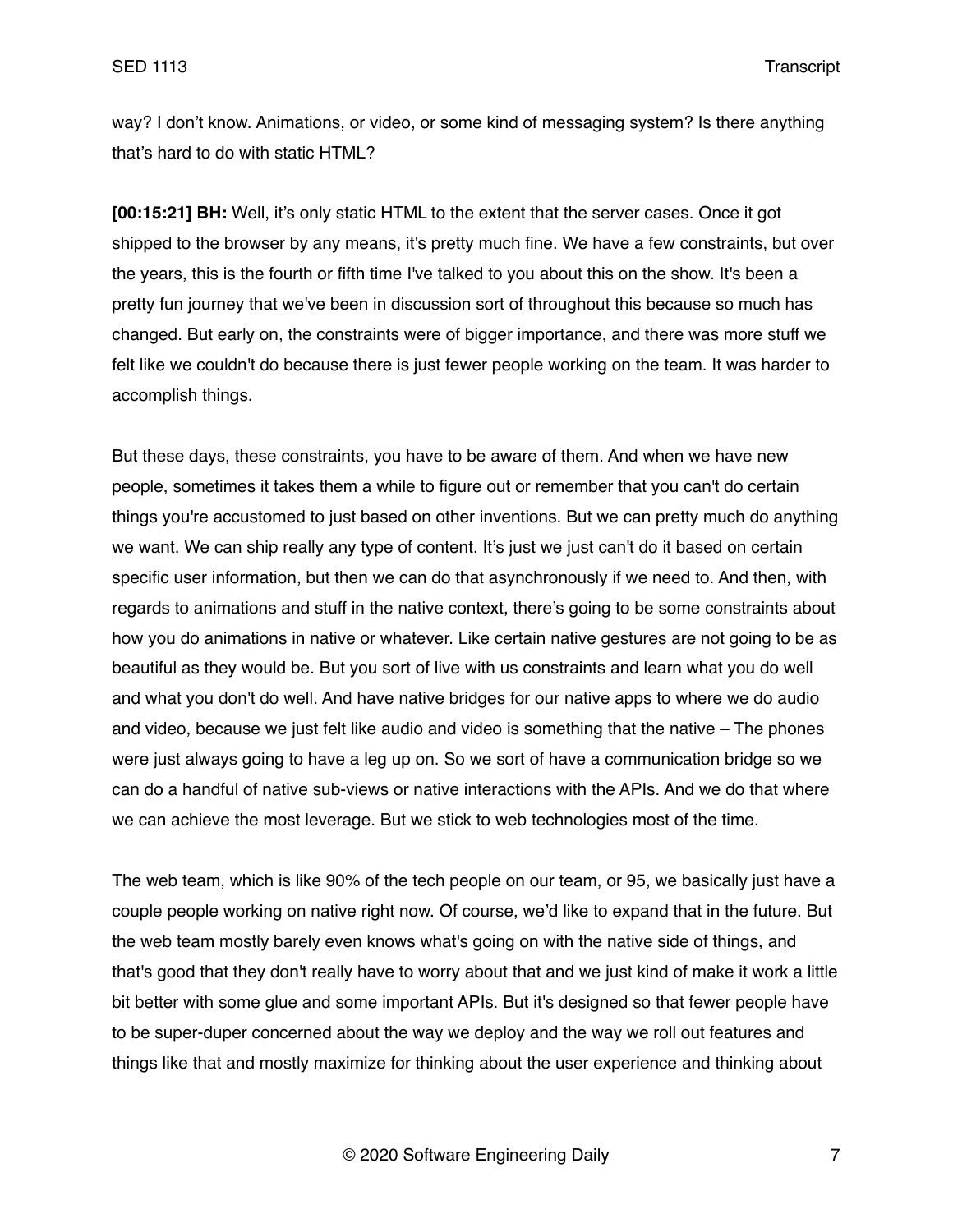way? I don't know. Animations, or video, or some kind of messaging system? Is there anything that's hard to do with static HTML?

**[00:15:21] BH:** Well, it's only static HTML to the extent that the server cases. Once it got shipped to the browser by any means, it's pretty much fine. We have a few constraints, but over the years, this is the fourth or fifth time I've talked to you about this on the show. It's been a pretty fun journey that we've been in discussion sort of throughout this because so much has changed. But early on, the constraints were of bigger importance, and there was more stuff we felt like we couldn't do because there is just fewer people working on the team. It was harder to accomplish things.

But these days, these constraints, you have to be aware of them. And when we have new people, sometimes it takes them a while to figure out or remember that you can't do certain things you're accustomed to just based on other inventions. But we can pretty much do anything we want. We can ship really any type of content. It's just we just can't do it based on certain specific user information, but then we can do that asynchronously if we need to. And then, with regards to animations and stuff in the native context, there's going to be some constraints about how you do animations in native or whatever. Like certain native gestures are not going to be as beautiful as they would be. But you sort of live with us constraints and learn what you do well and what you don't do well. And have native bridges for our native apps to where we do audio and video, because we just felt like audio and video is something that the native – The phones were just always going to have a leg up on. So we sort of have a communication bridge so we can do a handful of native sub-views or native interactions with the APIs. And we do that where we can achieve the most leverage. But we stick to web technologies most of the time.

The web team, which is like 90% of the tech people on our team, or 95, we basically just have a couple people working on native right now. Of course, we'd like to expand that in the future. But the web team mostly barely even knows what's going on with the native side of things, and that's good that they don't really have to worry about that and we just kind of make it work a little bit better with some glue and some important APIs. But it's designed so that fewer people have to be super-duper concerned about the way we deploy and the way we roll out features and things like that and mostly maximize for thinking about the user experience and thinking about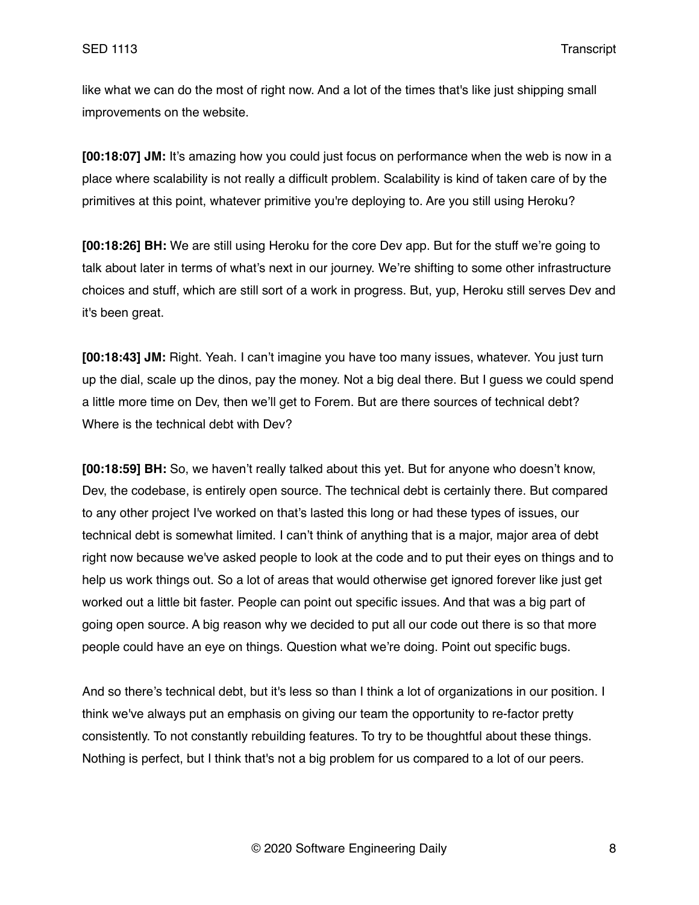like what we can do the most of right now. And a lot of the times that's like just shipping small improvements on the website.

**[00:18:07] JM:** It's amazing how you could just focus on performance when the web is now in a place where scalability is not really a difficult problem. Scalability is kind of taken care of by the primitives at this point, whatever primitive you're deploying to. Are you still using Heroku?

**[00:18:26] BH:** We are still using Heroku for the core Dev app. But for the stuff we're going to talk about later in terms of what's next in our journey. We're shifting to some other infrastructure choices and stuff, which are still sort of a work in progress. But, yup, Heroku still serves Dev and it's been great.

**[00:18:43] JM:** Right. Yeah. I can't imagine you have too many issues, whatever. You just turn up the dial, scale up the dinos, pay the money. Not a big deal there. But I guess we could spend a little more time on Dev, then we'll get to Forem. But are there sources of technical debt? Where is the technical debt with Dev?

**[00:18:59] BH:** So, we haven't really talked about this yet. But for anyone who doesn't know, Dev, the codebase, is entirely open source. The technical debt is certainly there. But compared to any other project I've worked on that's lasted this long or had these types of issues, our technical debt is somewhat limited. I can't think of anything that is a major, major area of debt right now because we've asked people to look at the code and to put their eyes on things and to help us work things out. So a lot of areas that would otherwise get ignored forever like just get worked out a little bit faster. People can point out specific issues. And that was a big part of going open source. A big reason why we decided to put all our code out there is so that more people could have an eye on things. Question what we're doing. Point out specific bugs.

And so there's technical debt, but it's less so than I think a lot of organizations in our position. I think we've always put an emphasis on giving our team the opportunity to re-factor pretty consistently. To not constantly rebuilding features. To try to be thoughtful about these things. Nothing is perfect, but I think that's not a big problem for us compared to a lot of our peers.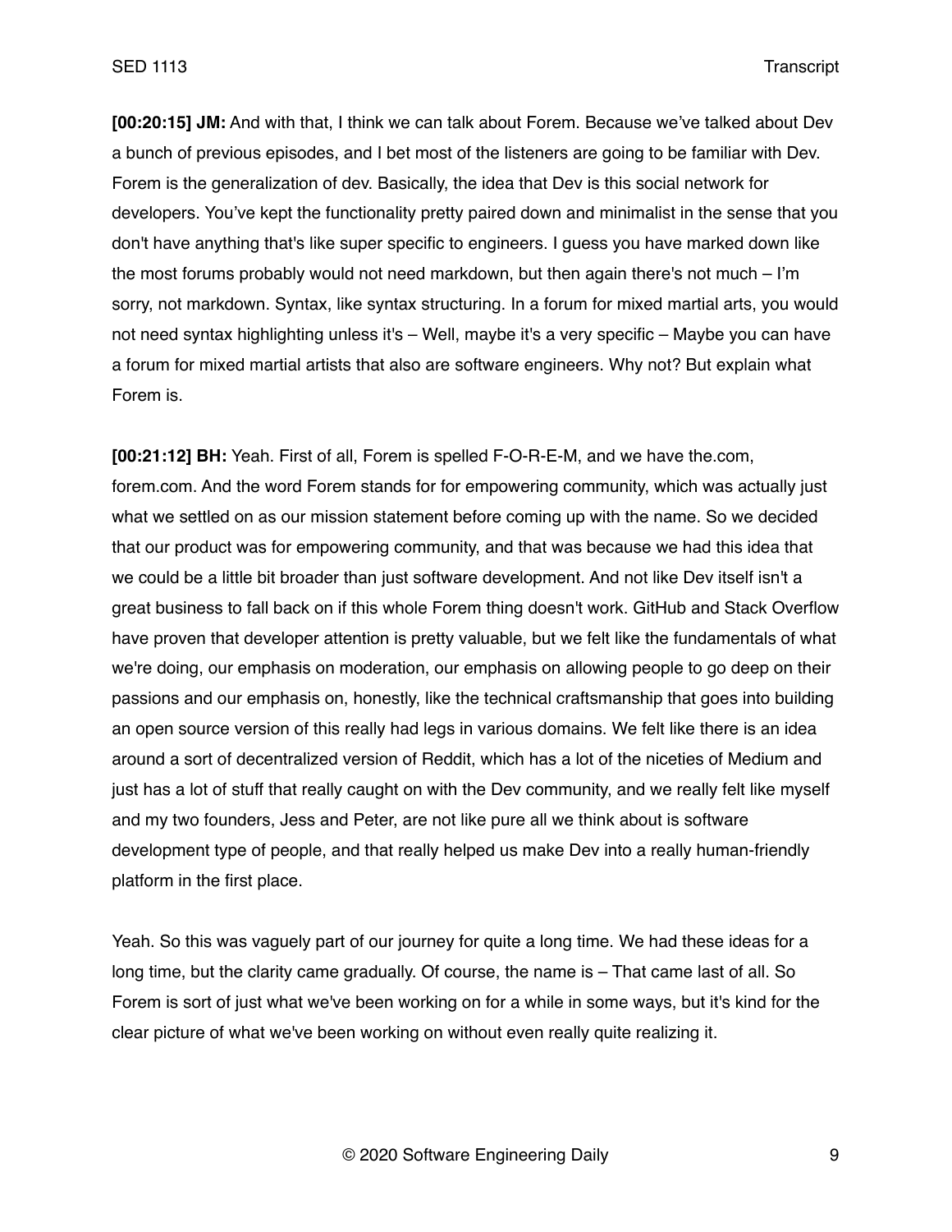**[00:20:15] JM:** And with that, I think we can talk about Forem. Because we've talked about Dev a bunch of previous episodes, and I bet most of the listeners are going to be familiar with Dev. Forem is the generalization of dev. Basically, the idea that Dev is this social network for developers. You've kept the functionality pretty paired down and minimalist in the sense that you don't have anything that's like super specific to engineers. I guess you have marked down like the most forums probably would not need markdown, but then again there's not much – I'm sorry, not markdown. Syntax, like syntax structuring. In a forum for mixed martial arts, you would not need syntax highlighting unless it's – Well, maybe it's a very specific – Maybe you can have a forum for mixed martial artists that also are software engineers. Why not? But explain what Forem is.

**[00:21:12] BH:** Yeah. First of all, Forem is spelled F-O-R-E-M, and we have the.com, forem.com. And the word Forem stands for for empowering community, which was actually just what we settled on as our mission statement before coming up with the name. So we decided that our product was for empowering community, and that was because we had this idea that we could be a little bit broader than just software development. And not like Dev itself isn't a great business to fall back on if this whole Forem thing doesn't work. GitHub and Stack Overflow have proven that developer attention is pretty valuable, but we felt like the fundamentals of what we're doing, our emphasis on moderation, our emphasis on allowing people to go deep on their passions and our emphasis on, honestly, like the technical craftsmanship that goes into building an open source version of this really had legs in various domains. We felt like there is an idea around a sort of decentralized version of Reddit, which has a lot of the niceties of Medium and just has a lot of stuff that really caught on with the Dev community, and we really felt like myself and my two founders, Jess and Peter, are not like pure all we think about is software development type of people, and that really helped us make Dev into a really human-friendly platform in the first place.

Yeah. So this was vaguely part of our journey for quite a long time. We had these ideas for a long time, but the clarity came gradually. Of course, the name is – That came last of all. So Forem is sort of just what we've been working on for a while in some ways, but it's kind for the clear picture of what we've been working on without even really quite realizing it.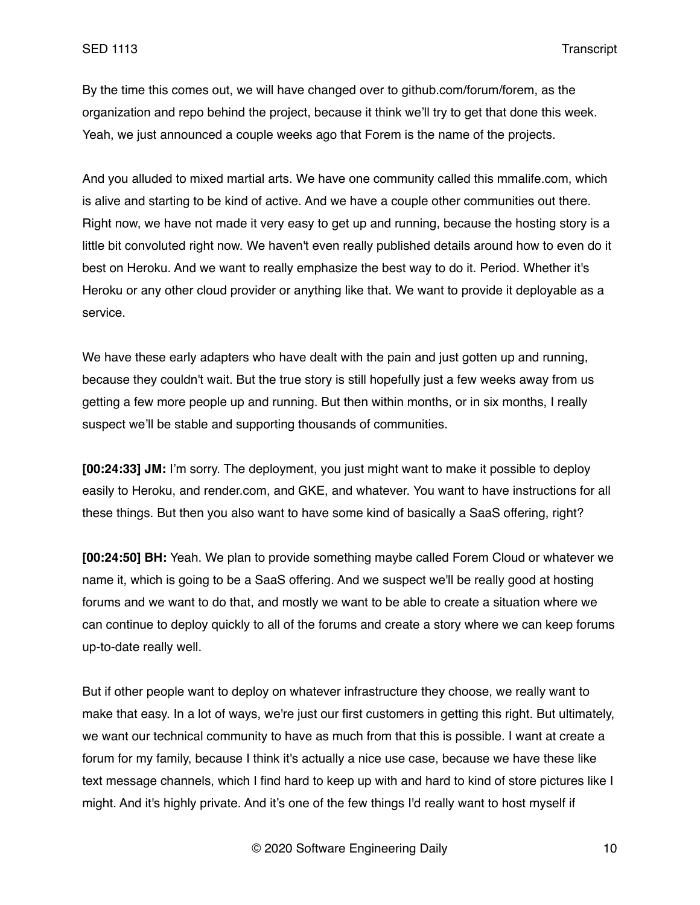By the time this comes out, we will have changed over to github.com/forum/forem, as the organization and repo behind the project, because it think we'll try to get that done this week. Yeah, we just announced a couple weeks ago that Forem is the name of the projects.

And you alluded to mixed martial arts. We have one community called this mmalife.com, which is alive and starting to be kind of active. And we have a couple other communities out there. Right now, we have not made it very easy to get up and running, because the hosting story is a little bit convoluted right now. We haven't even really published details around how to even do it best on Heroku. And we want to really emphasize the best way to do it. Period. Whether it's Heroku or any other cloud provider or anything like that. We want to provide it deployable as a service.

We have these early adapters who have dealt with the pain and just gotten up and running, because they couldn't wait. But the true story is still hopefully just a few weeks away from us getting a few more people up and running. But then within months, or in six months, I really suspect we'll be stable and supporting thousands of communities.

**[00:24:33] JM:** I'm sorry. The deployment, you just might want to make it possible to deploy easily to Heroku, and render.com, and GKE, and whatever. You want to have instructions for all these things. But then you also want to have some kind of basically a SaaS offering, right?

**[00:24:50] BH:** Yeah. We plan to provide something maybe called Forem Cloud or whatever we name it, which is going to be a SaaS offering. And we suspect we'll be really good at hosting forums and we want to do that, and mostly we want to be able to create a situation where we can continue to deploy quickly to all of the forums and create a story where we can keep forums up-to-date really well.

But if other people want to deploy on whatever infrastructure they choose, we really want to make that easy. In a lot of ways, we're just our first customers in getting this right. But ultimately, we want our technical community to have as much from that this is possible. I want at create a forum for my family, because I think it's actually a nice use case, because we have these like text message channels, which I find hard to keep up with and hard to kind of store pictures like I might. And it's highly private. And it's one of the few things I'd really want to host myself if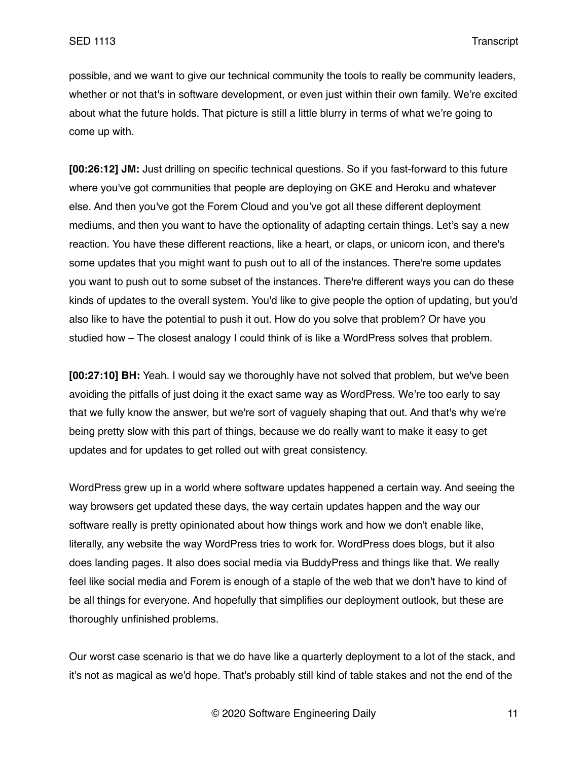possible, and we want to give our technical community the tools to really be community leaders, whether or not that's in software development, or even just within their own family. We're excited about what the future holds. That picture is still a little blurry in terms of what we're going to come up with.

**[00:26:12] JM:** Just drilling on specific technical questions. So if you fast-forward to this future where you've got communities that people are deploying on GKE and Heroku and whatever else. And then you've got the Forem Cloud and you've got all these different deployment mediums, and then you want to have the optionality of adapting certain things. Let's say a new reaction. You have these different reactions, like a heart, or claps, or unicorn icon, and there's some updates that you might want to push out to all of the instances. There're some updates you want to push out to some subset of the instances. There're different ways you can do these kinds of updates to the overall system. You'd like to give people the option of updating, but you'd also like to have the potential to push it out. How do you solve that problem? Or have you studied how – The closest analogy I could think of is like a WordPress solves that problem.

**[00:27:10] BH:** Yeah. I would say we thoroughly have not solved that problem, but we've been avoiding the pitfalls of just doing it the exact same way as WordPress. We're too early to say that we fully know the answer, but we're sort of vaguely shaping that out. And that's why we're being pretty slow with this part of things, because we do really want to make it easy to get updates and for updates to get rolled out with great consistency.

WordPress grew up in a world where software updates happened a certain way. And seeing the way browsers get updated these days, the way certain updates happen and the way our software really is pretty opinionated about how things work and how we don't enable like, literally, any website the way WordPress tries to work for. WordPress does blogs, but it also does landing pages. It also does social media via BuddyPress and things like that. We really feel like social media and Forem is enough of a staple of the web that we don't have to kind of be all things for everyone. And hopefully that simplifies our deployment outlook, but these are thoroughly unfinished problems.

Our worst case scenario is that we do have like a quarterly deployment to a lot of the stack, and it's not as magical as we'd hope. That's probably still kind of table stakes and not the end of the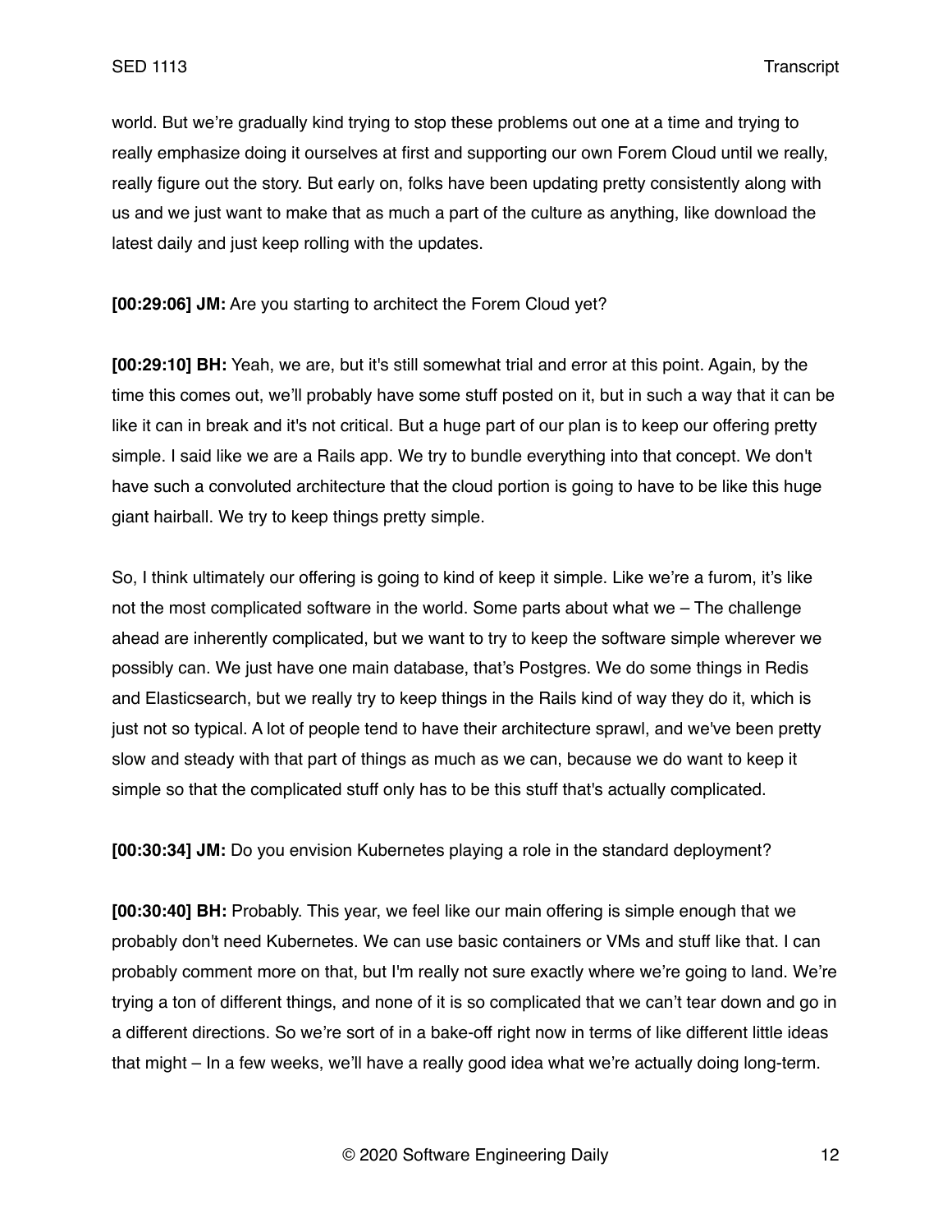world. But we're gradually kind trying to stop these problems out one at a time and trying to really emphasize doing it ourselves at first and supporting our own Forem Cloud until we really, really figure out the story. But early on, folks have been updating pretty consistently along with us and we just want to make that as much a part of the culture as anything, like download the latest daily and just keep rolling with the updates.

**[00:29:06] JM:** Are you starting to architect the Forem Cloud yet?

**[00:29:10] BH:** Yeah, we are, but it's still somewhat trial and error at this point. Again, by the time this comes out, we'll probably have some stuff posted on it, but in such a way that it can be like it can in break and it's not critical. But a huge part of our plan is to keep our offering pretty simple. I said like we are a Rails app. We try to bundle everything into that concept. We don't have such a convoluted architecture that the cloud portion is going to have to be like this huge giant hairball. We try to keep things pretty simple.

So, I think ultimately our offering is going to kind of keep it simple. Like we're a furom, it's like not the most complicated software in the world. Some parts about what we – The challenge ahead are inherently complicated, but we want to try to keep the software simple wherever we possibly can. We just have one main database, that's Postgres. We do some things in Redis and Elasticsearch, but we really try to keep things in the Rails kind of way they do it, which is just not so typical. A lot of people tend to have their architecture sprawl, and we've been pretty slow and steady with that part of things as much as we can, because we do want to keep it simple so that the complicated stuff only has to be this stuff that's actually complicated.

**[00:30:34] JM:** Do you envision Kubernetes playing a role in the standard deployment?

**[00:30:40] BH:** Probably. This year, we feel like our main offering is simple enough that we probably don't need Kubernetes. We can use basic containers or VMs and stuff like that. I can probably comment more on that, but I'm really not sure exactly where we're going to land. We're trying a ton of different things, and none of it is so complicated that we can't tear down and go in a different directions. So we're sort of in a bake-off right now in terms of like different little ideas that might – In a few weeks, we'll have a really good idea what we're actually doing long-term.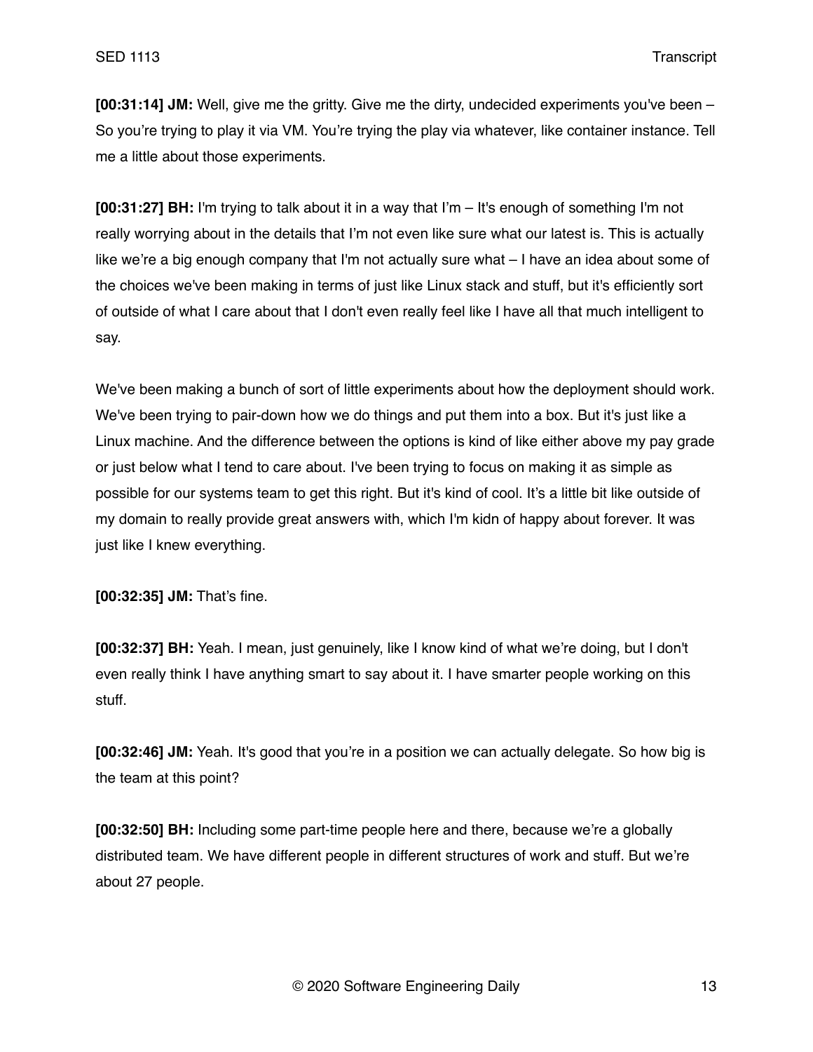**[00:31:14] JM:** Well, give me the gritty. Give me the dirty, undecided experiments you've been – So you're trying to play it via VM. You're trying the play via whatever, like container instance. Tell me a little about those experiments.

**[00:31:27] BH:** I'm trying to talk about it in a way that I'm – It's enough of something I'm not really worrying about in the details that I'm not even like sure what our latest is. This is actually like we're a big enough company that I'm not actually sure what – I have an idea about some of the choices we've been making in terms of just like Linux stack and stuff, but it's efficiently sort of outside of what I care about that I don't even really feel like I have all that much intelligent to say.

We've been making a bunch of sort of little experiments about how the deployment should work. We've been trying to pair-down how we do things and put them into a box. But it's just like a Linux machine. And the difference between the options is kind of like either above my pay grade or just below what I tend to care about. I've been trying to focus on making it as simple as possible for our systems team to get this right. But it's kind of cool. It's a little bit like outside of my domain to really provide great answers with, which I'm kidn of happy about forever. It was just like I knew everything.

**[00:32:35] JM:** That's fine.

**[00:32:37] BH:** Yeah. I mean, just genuinely, like I know kind of what we're doing, but I don't even really think I have anything smart to say about it. I have smarter people working on this stuff.

**[00:32:46] JM:** Yeah. It's good that you're in a position we can actually delegate. So how big is the team at this point?

**[00:32:50] BH:** Including some part-time people here and there, because we're a globally distributed team. We have different people in different structures of work and stuff. But we're about 27 people.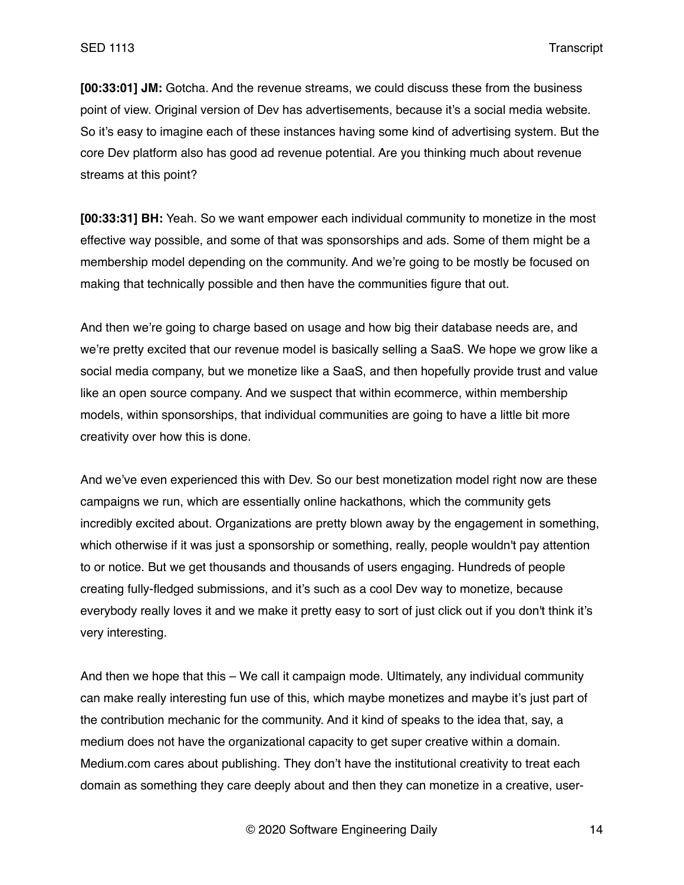**[00:33:01] JM:** Gotcha. And the revenue streams, we could discuss these from the business point of view. Original version of Dev has advertisements, because it's a social media website. So it's easy to imagine each of these instances having some kind of advertising system. But the core Dev platform also has good ad revenue potential. Are you thinking much about revenue streams at this point?

**[00:33:31] BH:** Yeah. So we want empower each individual community to monetize in the most effective way possible, and some of that was sponsorships and ads. Some of them might be a membership model depending on the community. And we're going to be mostly be focused on making that technically possible and then have the communities figure that out.

And then we're going to charge based on usage and how big their database needs are, and we're pretty excited that our revenue model is basically selling a SaaS. We hope we grow like a social media company, but we monetize like a SaaS, and then hopefully provide trust and value like an open source company. And we suspect that within ecommerce, within membership models, within sponsorships, that individual communities are going to have a little bit more creativity over how this is done.

And we've even experienced this with Dev. So our best monetization model right now are these campaigns we run, which are essentially online hackathons, which the community gets incredibly excited about. Organizations are pretty blown away by the engagement in something, which otherwise if it was just a sponsorship or something, really, people wouldn't pay attention to or notice. But we get thousands and thousands of users engaging. Hundreds of people creating fully-fledged submissions, and it's such as a cool Dev way to monetize, because everybody really loves it and we make it pretty easy to sort of just click out if you don't think it's very interesting.

And then we hope that this – We call it campaign mode. Ultimately, any individual community can make really interesting fun use of this, which maybe monetizes and maybe it's just part of the contribution mechanic for the community. And it kind of speaks to the idea that, say, a medium does not have the organizational capacity to get super creative within a domain. Medium.com cares about publishing. They don't have the institutional creativity to treat each domain as something they care deeply about and then they can monetize in a creative, user-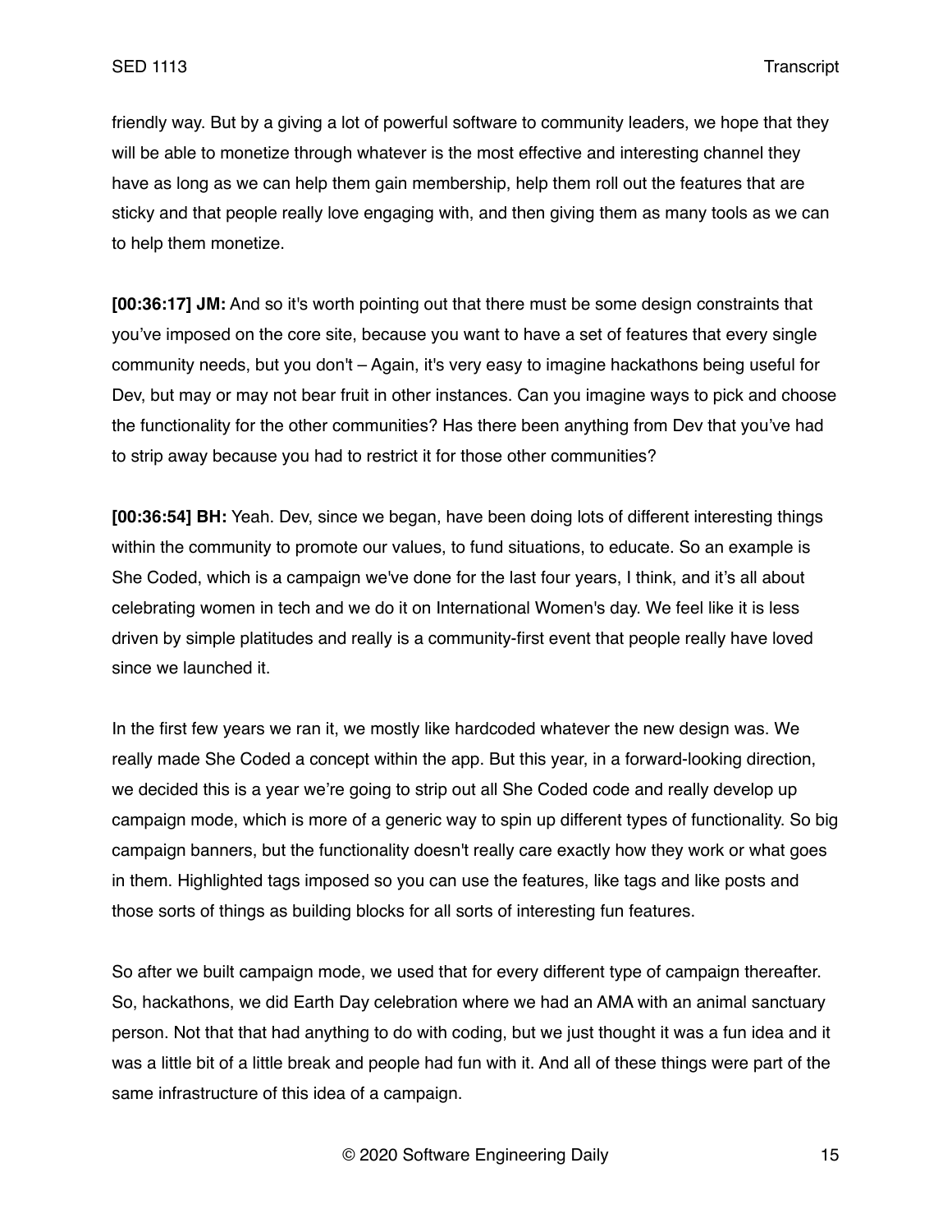friendly way. But by a giving a lot of powerful software to community leaders, we hope that they will be able to monetize through whatever is the most effective and interesting channel they have as long as we can help them gain membership, help them roll out the features that are sticky and that people really love engaging with, and then giving them as many tools as we can to help them monetize.

**[00:36:17] JM:** And so it's worth pointing out that there must be some design constraints that you've imposed on the core site, because you want to have a set of features that every single community needs, but you don't – Again, it's very easy to imagine hackathons being useful for Dev, but may or may not bear fruit in other instances. Can you imagine ways to pick and choose the functionality for the other communities? Has there been anything from Dev that you've had to strip away because you had to restrict it for those other communities?

**[00:36:54] BH:** Yeah. Dev, since we began, have been doing lots of different interesting things within the community to promote our values, to fund situations, to educate. So an example is She Coded, which is a campaign we've done for the last four years, I think, and it's all about celebrating women in tech and we do it on International Women's day. We feel like it is less driven by simple platitudes and really is a community-first event that people really have loved since we launched it.

In the first few years we ran it, we mostly like hardcoded whatever the new design was. We really made She Coded a concept within the app. But this year, in a forward-looking direction, we decided this is a year we're going to strip out all She Coded code and really develop up campaign mode, which is more of a generic way to spin up different types of functionality. So big campaign banners, but the functionality doesn't really care exactly how they work or what goes in them. Highlighted tags imposed so you can use the features, like tags and like posts and those sorts of things as building blocks for all sorts of interesting fun features.

So after we built campaign mode, we used that for every different type of campaign thereafter. So, hackathons, we did Earth Day celebration where we had an AMA with an animal sanctuary person. Not that that had anything to do with coding, but we just thought it was a fun idea and it was a little bit of a little break and people had fun with it. And all of these things were part of the same infrastructure of this idea of a campaign.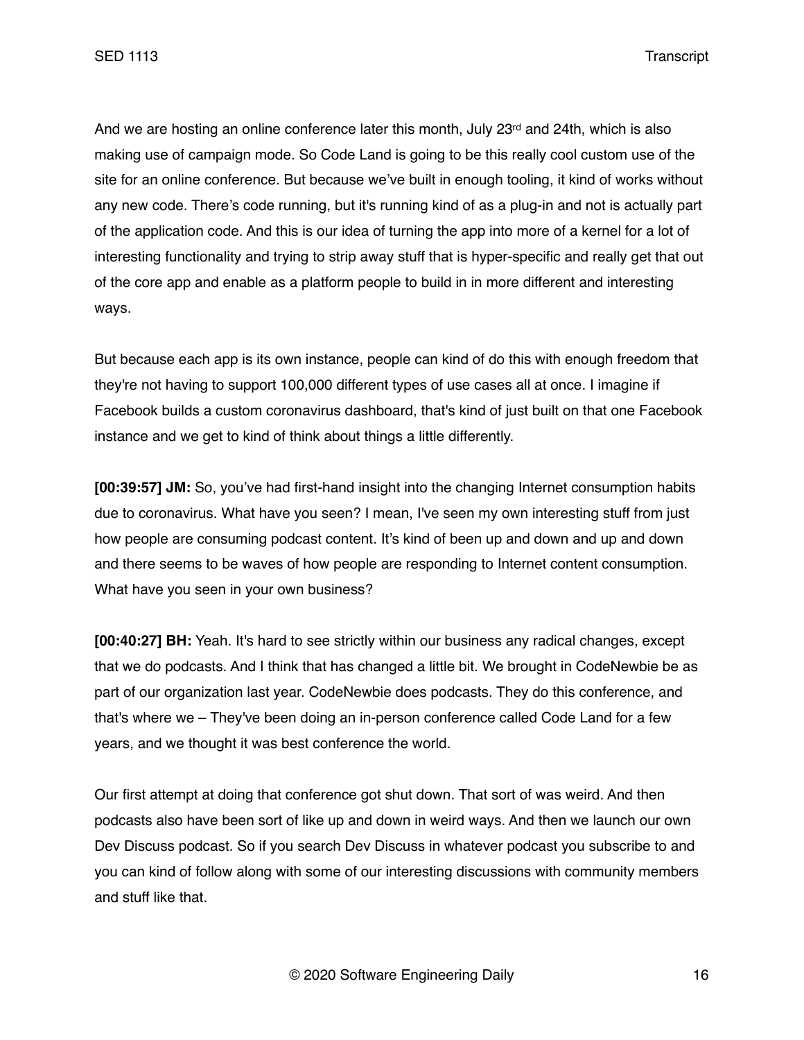And we are hosting an online conference later this month, July 23rd and 24th, which is also making use of campaign mode. So Code Land is going to be this really cool custom use of the site for an online conference. But because we've built in enough tooling, it kind of works without any new code. There's code running, but it's running kind of as a plug-in and not is actually part of the application code. And this is our idea of turning the app into more of a kernel for a lot of interesting functionality and trying to strip away stuff that is hyper-specific and really get that out of the core app and enable as a platform people to build in in more different and interesting ways.

But because each app is its own instance, people can kind of do this with enough freedom that they're not having to support 100,000 different types of use cases all at once. I imagine if Facebook builds a custom coronavirus dashboard, that's kind of just built on that one Facebook instance and we get to kind of think about things a little differently.

**[00:39:57] JM:** So, you've had first-hand insight into the changing Internet consumption habits due to coronavirus. What have you seen? I mean, I've seen my own interesting stuff from just how people are consuming podcast content. It's kind of been up and down and up and down and there seems to be waves of how people are responding to Internet content consumption. What have you seen in your own business?

**[00:40:27] BH:** Yeah. It's hard to see strictly within our business any radical changes, except that we do podcasts. And I think that has changed a little bit. We brought in CodeNewbie be as part of our organization last year. CodeNewbie does podcasts. They do this conference, and that's where we – They've been doing an in-person conference called Code Land for a few years, and we thought it was best conference the world.

Our first attempt at doing that conference got shut down. That sort of was weird. And then podcasts also have been sort of like up and down in weird ways. And then we launch our own Dev Discuss podcast. So if you search Dev Discuss in whatever podcast you subscribe to and you can kind of follow along with some of our interesting discussions with community members and stuff like that.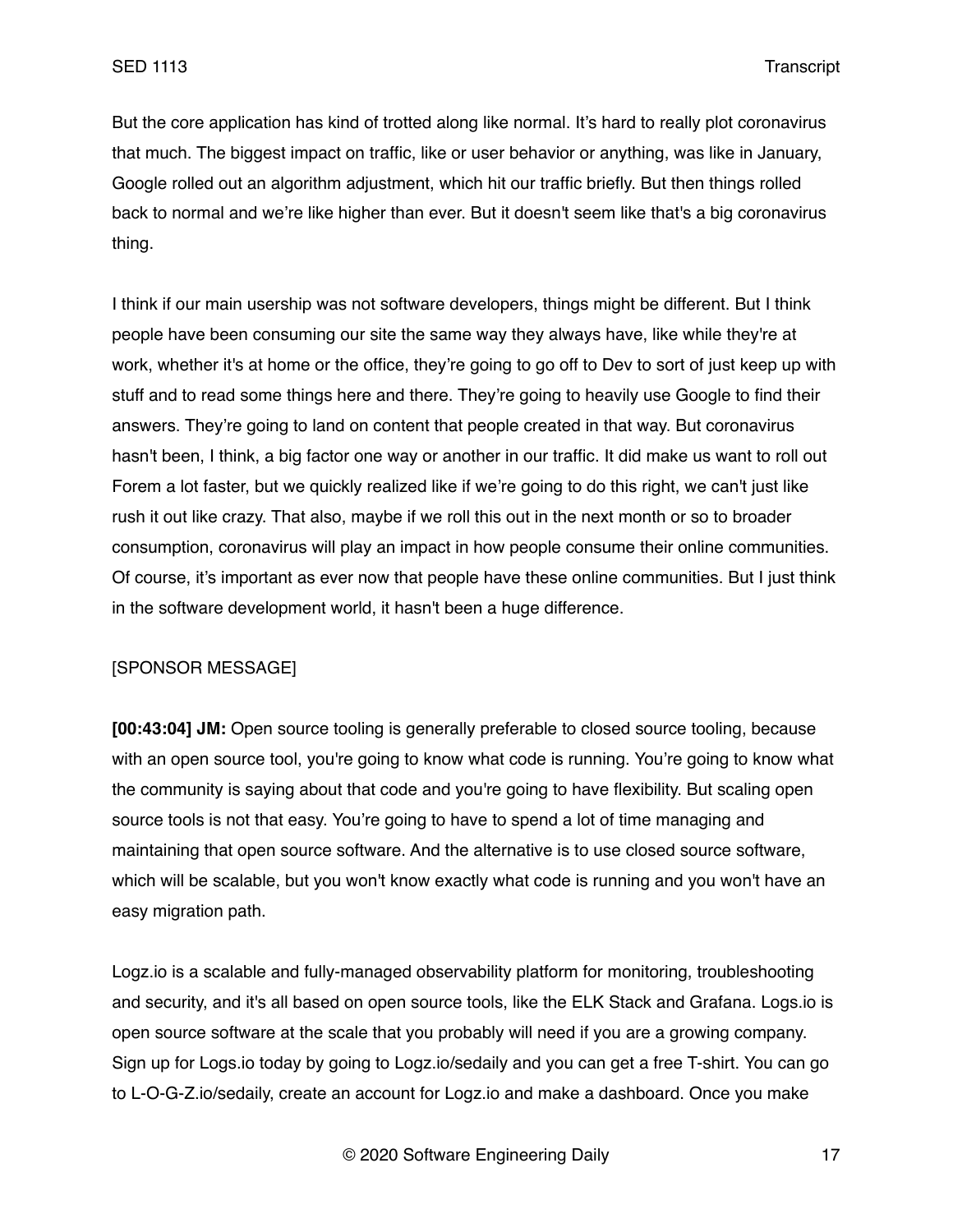But the core application has kind of trotted along like normal. It's hard to really plot coronavirus that much. The biggest impact on traffic, like or user behavior or anything, was like in January, Google rolled out an algorithm adjustment, which hit our traffic briefly. But then things rolled back to normal and we're like higher than ever. But it doesn't seem like that's a big coronavirus thing.

I think if our main usership was not software developers, things might be different. But I think people have been consuming our site the same way they always have, like while they're at work, whether it's at home or the office, they're going to go off to Dev to sort of just keep up with stuff and to read some things here and there. They're going to heavily use Google to find their answers. They're going to land on content that people created in that way. But coronavirus hasn't been, I think, a big factor one way or another in our traffic. It did make us want to roll out Forem a lot faster, but we quickly realized like if we're going to do this right, we can't just like rush it out like crazy. That also, maybe if we roll this out in the next month or so to broader consumption, coronavirus will play an impact in how people consume their online communities. Of course, it's important as ever now that people have these online communities. But I just think in the software development world, it hasn't been a huge difference.

[SPONSOR MESSAGE]

**[00:43:04] JM:** Open source tooling is generally preferable to closed source tooling, because with an open source tool, you're going to know what code is running. You're going to know what the community is saying about that code and you're going to have flexibility. But scaling open source tools is not that easy. You're going to have to spend a lot of time managing and maintaining that open source software. And the alternative is to use closed source software, which will be scalable, but you won't know exactly what code is running and you won't have an easy migration path.

Logz.io is a scalable and fully-managed observability platform for monitoring, troubleshooting and security, and it's all based on open source tools, like the ELK Stack and Grafana. Logs.io is open source software at the scale that you probably will need if you are a growing company. Sign up for Logs.io today by going to Logz.io/sedaily and you can get a free T-shirt. You can go to L-O-G-Z.io/sedaily, create an account for Logz.io and make a dashboard. Once you make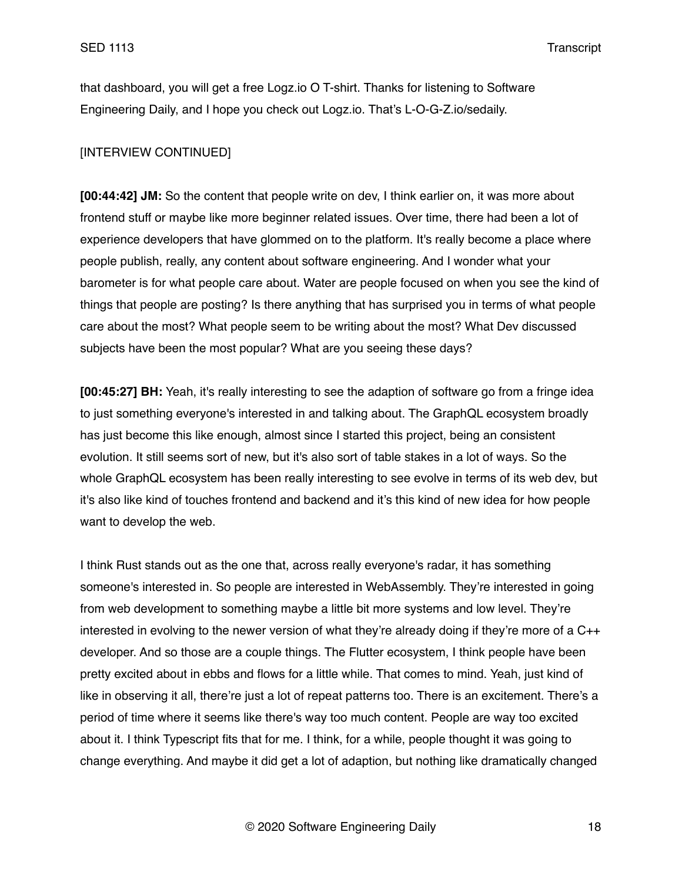that dashboard, you will get a free Logz.io O T-shirt. Thanks for listening to Software Engineering Daily, and I hope you check out Logz.io. That's L-O-G-Z.io/sedaily.

[INTERVIEW CONTINUED]

**[00:44:42] JM:** So the content that people write on dev, I think earlier on, it was more about frontend stuff or maybe like more beginner related issues. Over time, there had been a lot of experience developers that have glommed on to the platform. It's really become a place where people publish, really, any content about software engineering. And I wonder what your barometer is for what people care about. Water are people focused on when you see the kind of things that people are posting? Is there anything that has surprised you in terms of what people care about the most? What people seem to be writing about the most? What Dev discussed subjects have been the most popular? What are you seeing these days?

**[00:45:27] BH:** Yeah, it's really interesting to see the adaption of software go from a fringe idea to just something everyone's interested in and talking about. The GraphQL ecosystem broadly has just become this like enough, almost since I started this project, being an consistent evolution. It still seems sort of new, but it's also sort of table stakes in a lot of ways. So the whole GraphQL ecosystem has been really interesting to see evolve in terms of its web dev, but it's also like kind of touches frontend and backend and it's this kind of new idea for how people want to develop the web.

I think Rust stands out as the one that, across really everyone's radar, it has something someone's interested in. So people are interested in WebAssembly. They're interested in going from web development to something maybe a little bit more systems and low level. They're interested in evolving to the newer version of what they're already doing if they're more of a C++ developer. And so those are a couple things. The Flutter ecosystem, I think people have been pretty excited about in ebbs and flows for a little while. That comes to mind. Yeah, just kind of like in observing it all, there're just a lot of repeat patterns too. There is an excitement. There's a period of time where it seems like there's way too much content. People are way too excited about it. I think Typescript fits that for me. I think, for a while, people thought it was going to change everything. And maybe it did get a lot of adaption, but nothing like dramatically changed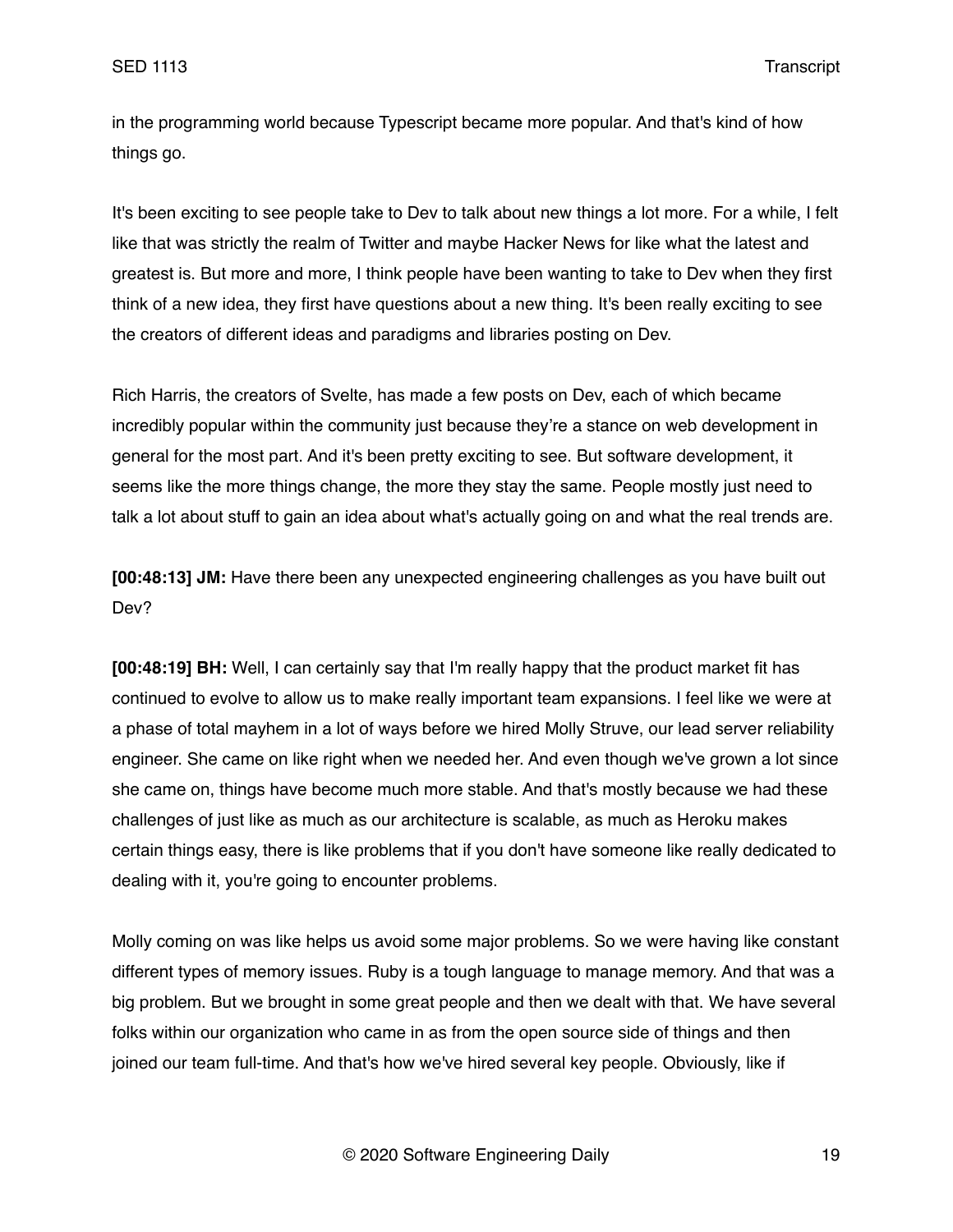in the programming world because Typescript became more popular. And that's kind of how things go.

It's been exciting to see people take to Dev to talk about new things a lot more. For a while, I felt like that was strictly the realm of Twitter and maybe Hacker News for like what the latest and greatest is. But more and more, I think people have been wanting to take to Dev when they first think of a new idea, they first have questions about a new thing. It's been really exciting to see the creators of different ideas and paradigms and libraries posting on Dev.

Rich Harris, the creators of Svelte, has made a few posts on Dev, each of which became incredibly popular within the community just because they're a stance on web development in general for the most part. And it's been pretty exciting to see. But software development, it seems like the more things change, the more they stay the same. People mostly just need to talk a lot about stuff to gain an idea about what's actually going on and what the real trends are.

**[00:48:13] JM:** Have there been any unexpected engineering challenges as you have built out Dev?

**[00:48:19] BH:** Well, I can certainly say that I'm really happy that the product market fit has continued to evolve to allow us to make really important team expansions. I feel like we were at a phase of total mayhem in a lot of ways before we hired Molly Struve, our lead server reliability engineer. She came on like right when we needed her. And even though we've grown a lot since she came on, things have become much more stable. And that's mostly because we had these challenges of just like as much as our architecture is scalable, as much as Heroku makes certain things easy, there is like problems that if you don't have someone like really dedicated to dealing with it, you're going to encounter problems.

Molly coming on was like helps us avoid some major problems. So we were having like constant different types of memory issues. Ruby is a tough language to manage memory. And that was a big problem. But we brought in some great people and then we dealt with that. We have several folks within our organization who came in as from the open source side of things and then joined our team full-time. And that's how we've hired several key people. Obviously, like if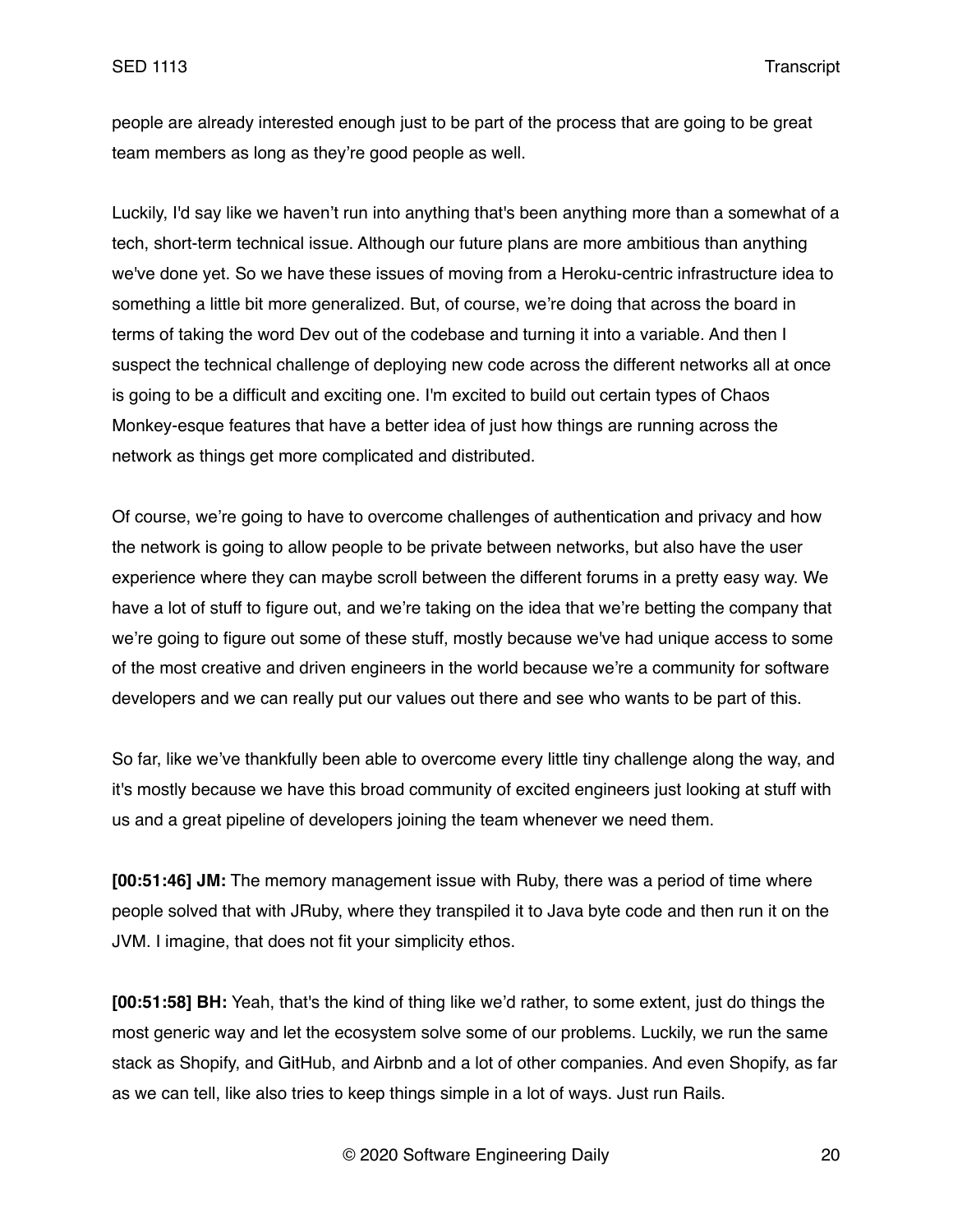people are already interested enough just to be part of the process that are going to be great team members as long as they're good people as well.

Luckily, I'd say like we haven't run into anything that's been anything more than a somewhat of a tech, short-term technical issue. Although our future plans are more ambitious than anything we've done yet. So we have these issues of moving from a Heroku-centric infrastructure idea to something a little bit more generalized. But, of course, we're doing that across the board in terms of taking the word Dev out of the codebase and turning it into a variable. And then I suspect the technical challenge of deploying new code across the different networks all at once is going to be a difficult and exciting one. I'm excited to build out certain types of Chaos Monkey-esque features that have a better idea of just how things are running across the network as things get more complicated and distributed.

Of course, we're going to have to overcome challenges of authentication and privacy and how the network is going to allow people to be private between networks, but also have the user experience where they can maybe scroll between the different forums in a pretty easy way. We have a lot of stuff to figure out, and we're taking on the idea that we're betting the company that we're going to figure out some of these stuff, mostly because we've had unique access to some of the most creative and driven engineers in the world because we're a community for software developers and we can really put our values out there and see who wants to be part of this.

So far, like we've thankfully been able to overcome every little tiny challenge along the way, and it's mostly because we have this broad community of excited engineers just looking at stuff with us and a great pipeline of developers joining the team whenever we need them.

**[00:51:46] JM:** The memory management issue with Ruby, there was a period of time where people solved that with JRuby, where they transpiled it to Java byte code and then run it on the JVM. I imagine, that does not fit your simplicity ethos.

**[00:51:58] BH:** Yeah, that's the kind of thing like we'd rather, to some extent, just do things the most generic way and let the ecosystem solve some of our problems. Luckily, we run the same stack as Shopify, and GitHub, and Airbnb and a lot of other companies. And even Shopify, as far as we can tell, like also tries to keep things simple in a lot of ways. Just run Rails.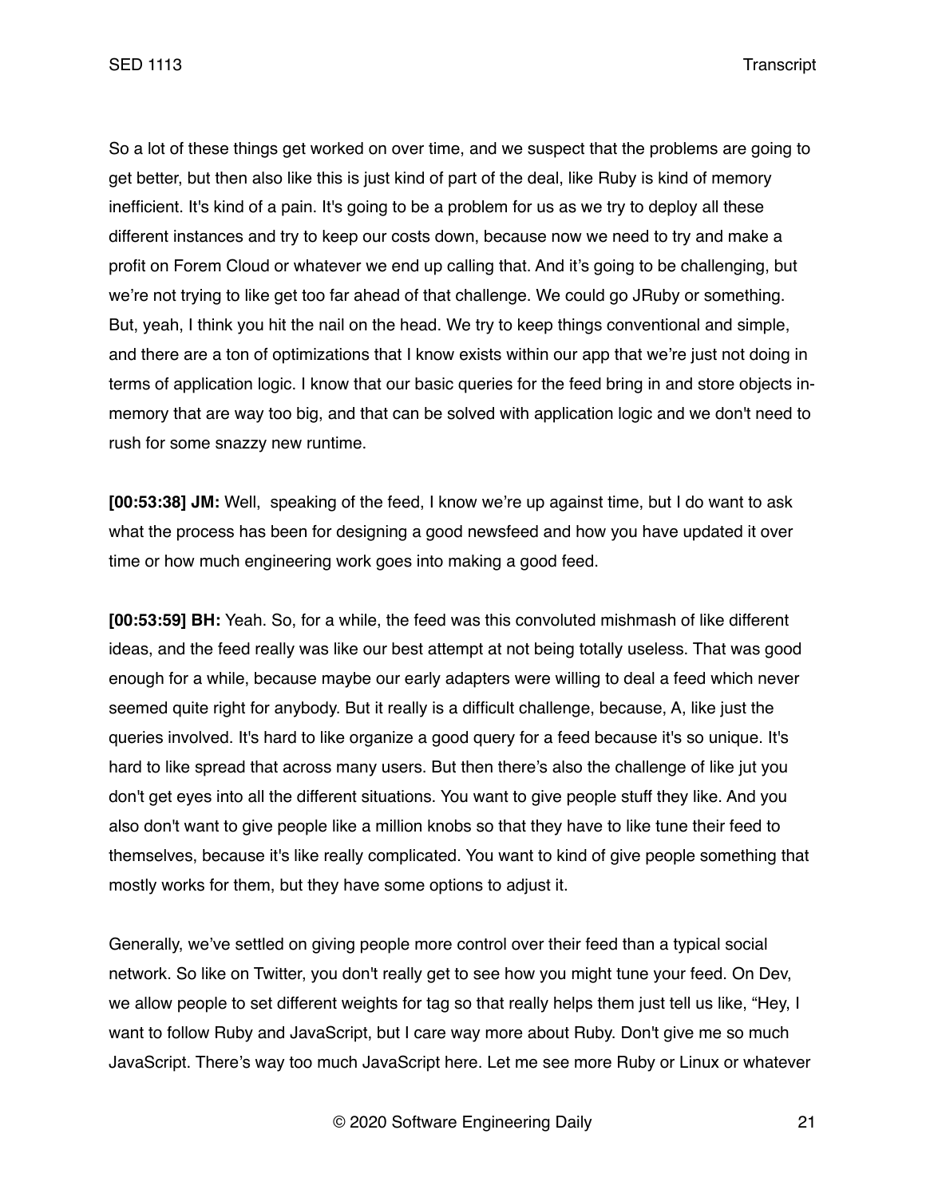So a lot of these things get worked on over time, and we suspect that the problems are going to get better, but then also like this is just kind of part of the deal, like Ruby is kind of memory inefficient. It's kind of a pain. It's going to be a problem for us as we try to deploy all these different instances and try to keep our costs down, because now we need to try and make a profit on Forem Cloud or whatever we end up calling that. And it's going to be challenging, but we're not trying to like get too far ahead of that challenge. We could go JRuby or something. But, yeah, I think you hit the nail on the head. We try to keep things conventional and simple, and there are a ton of optimizations that I know exists within our app that we're just not doing in terms of application logic. I know that our basic queries for the feed bring in and store objects in-memory that are way too big, and that can be solved with application logic and we don't need to rush for some snazzy new runtime.

**[00:53:38] JM:** Well, speaking of the feed, I know we're up against time, but I do want to ask what the process has been for designing a good newsfeed and how you have updated it over time or how much engineering work goes into making a good feed.

**[00:53:59] BH:** Yeah. So, for a while, the feed was this convoluted mishmash of like different ideas, and the feed really was like our best attempt at not being totally useless. That was good enough for a while, because maybe our early adapters were willing to deal a feed which never seemed quite right for anybody. But it really is a difficult challenge, because, A, like just the queries involved. It's hard to like organize a good query for a feed because it's so unique. It's hard to like spread that across many users. But then there's also the challenge of like jut you don't get eyes into all the different situations. You want to give people stuff they like. And you also don't want to give people like a million knobs so that they have to like tune their feed to themselves, because it's like really complicated. You want to kind of give people something that mostly works for them, but they have some options to adjust it.

Generally, we've settled on giving people more control over their feed than a typical social network. So like on Twitter, you don't really get to see how you might tune your feed. On Dev, we allow people to set different weights for tag so that really helps them just tell us like, "Hey, I want to follow Ruby and JavaScript, but I care way more about Ruby. Don't give me so much JavaScript. There's way too much JavaScript here. Let me see more Ruby or Linux or whatever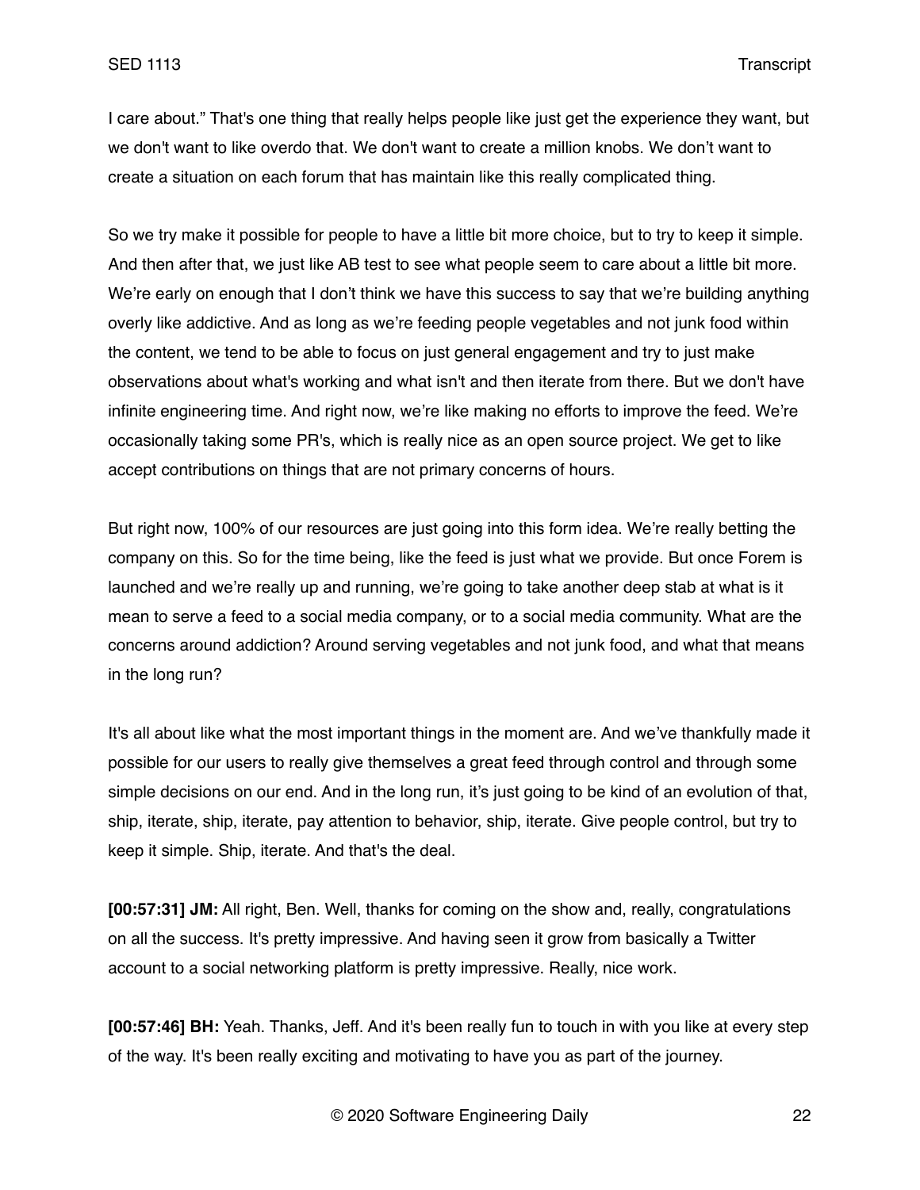I care about." That's one thing that really helps people like just get the experience they want, but we don't want to like overdo that. We don't want to create a million knobs. We don't want to create a situation on each forum that has maintain like this really complicated thing.

So we try make it possible for people to have a little bit more choice, but to try to keep it simple. And then after that, we just like AB test to see what people seem to care about a little bit more. We're early on enough that I don't think we have this success to say that we're building anything overly like addictive. And as long as we're feeding people vegetables and not junk food within the content, we tend to be able to focus on just general engagement and try to just make observations about what's working and what isn't and then iterate from there. But we don't have infinite engineering time. And right now, we're like making no efforts to improve the feed. We're occasionally taking some PR's, which is really nice as an open source project. We get to like accept contributions on things that are not primary concerns of hours.

But right now, 100% of our resources are just going into this form idea. We're really betting the company on this. So for the time being, like the feed is just what we provide. But once Forem is launched and we're really up and running, we're going to take another deep stab at what is it mean to serve a feed to a social media company, or to a social media community. What are the concerns around addiction? Around serving vegetables and not junk food, and what that means in the long run?

It's all about like what the most important things in the moment are. And we've thankfully made it possible for our users to really give themselves a great feed through control and through some simple decisions on our end. And in the long run, it's just going to be kind of an evolution of that, ship, iterate, ship, iterate, pay attention to behavior, ship, iterate. Give people control, but try to keep it simple. Ship, iterate. And that's the deal.

**[00:57:31] JM:** All right, Ben. Well, thanks for coming on the show and, really, congratulations on all the success. It's pretty impressive. And having seen it grow from basically a Twitter account to a social networking platform is pretty impressive. Really, nice work.

**[00:57:46] BH:** Yeah. Thanks, Jeff. And it's been really fun to touch in with you like at every step of the way. It's been really exciting and motivating to have you as part of the journey.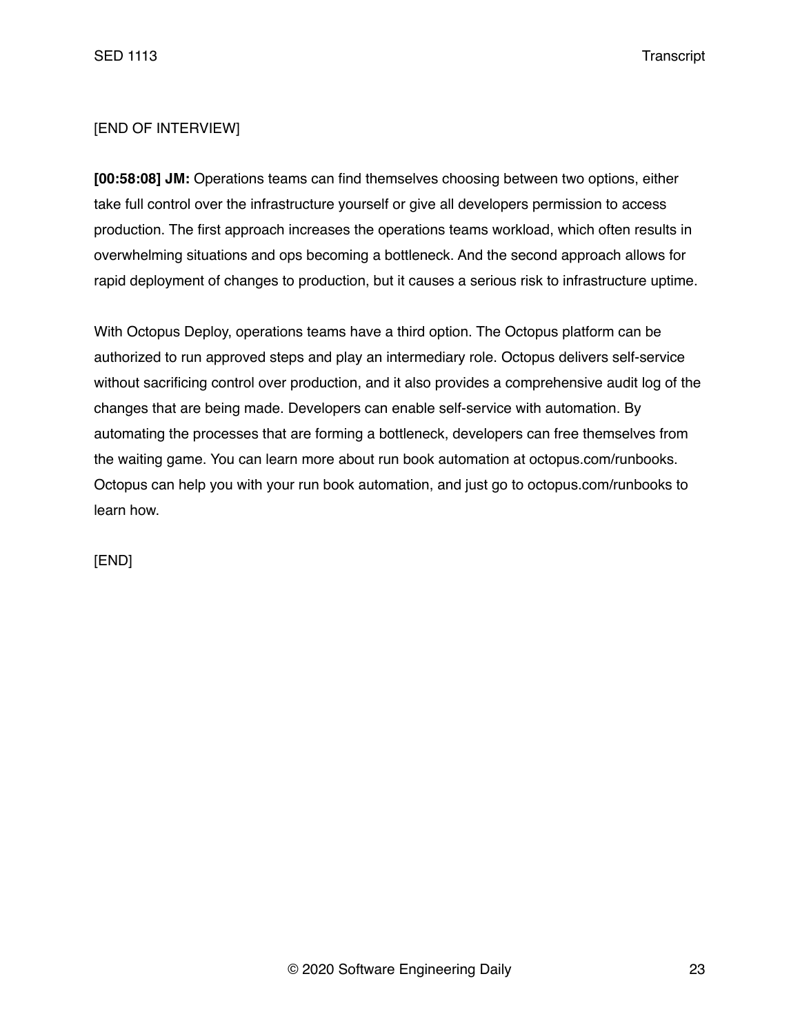[END OF INTERVIEW]

**[00:58:08] JM:** Operations teams can find themselves choosing between two options, either take full control over the infrastructure yourself or give all developers permission to access production. The first approach increases the operations teams workload, which often results in overwhelming situations and ops becoming a bottleneck. And the second approach allows for rapid deployment of changes to production, but it causes a serious risk to infrastructure uptime.

With Octopus Deploy, operations teams have a third option. The Octopus platform can be authorized to run approved steps and play an intermediary role. Octopus delivers self-service without sacrificing control over production, and it also provides a comprehensive audit log of the changes that are being made. Developers can enable self-service with automation. By automating the processes that are forming a bottleneck, developers can free themselves from the waiting game. You can learn more about run book automation at octopus.com/runbooks. Octopus can help you with your run book automation, and just go to octopus.com/runbooks to learn how.

[END]